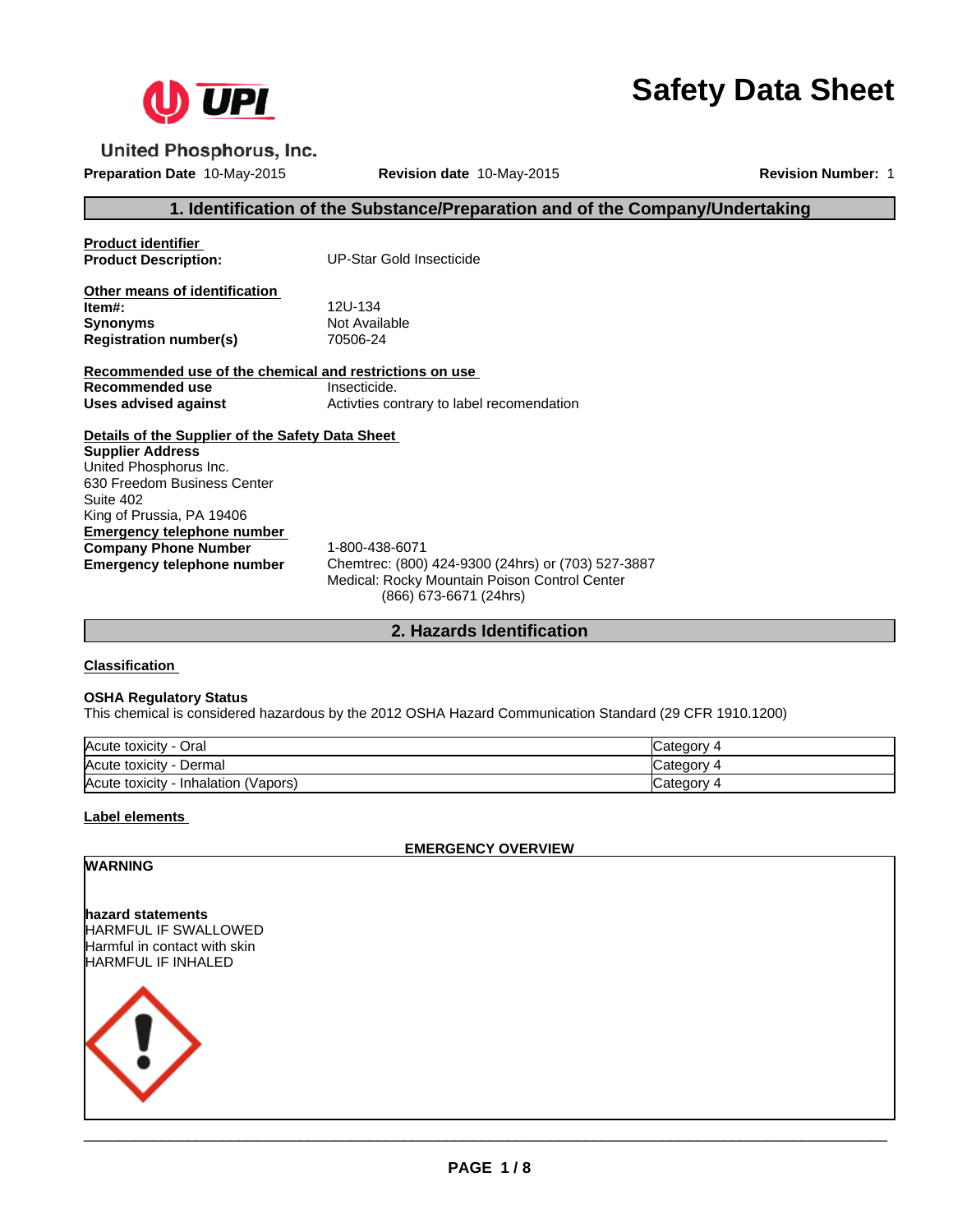United Phosphorus, Inc.

# Safety Data Sheet

**Preparation Date** 10-May-2015 **Revision date** 10-May-2015 **Revision Number:** 1

## 1. Identification of the Substance/Preparation and of the Company/Undertaking

**Product identifier**

**Product Description:** UP-Star Gold Insecticide

**Other means of identification**

**Item#:** 12U-134
**Synonyms** Not Available
**Registration number(s)** 70506-24

**Recommended use of the chemical and restrictions on use**

**Recommended use** Insecticide.
**Uses advised against** Activties contrary to label recomendation

**Details of the Supplier of the Safety Data Sheet**

**Supplier Address**
United Phosphorus Inc.
630 Freedom Business Center
Suite 402
King of Prussia, PA 19406

**Emergency telephone number**

**Company Phone Number** 1-800-438-6071
**Emergency telephone number** Chemtrec: (800) 424-9300 (24hrs) or (703) 527-3887
Medical: Rocky Mountain Poison Control Center
(866) 673-6671 (24hrs)

## 2. Hazards Identification

**Classification**

**OSHA Regulatory Status**
This chemical is considered hazardous by the 2012 OSHA Hazard Communication Standard (29 CFR 1910.1200)

| | |
|---|---|
| Acute toxicity - Oral | Category 4 |
| Acute toxicity - Dermal | Category 4 |
| Acute toxicity - Inhalation (Vapors) | Category 4 |

**Label elements**

**EMERGENCY OVERVIEW**

**WARNING**

**hazard statements**
HARMFUL IF SWALLOWED
Harmful in contact with skin
HARMFUL IF INHALED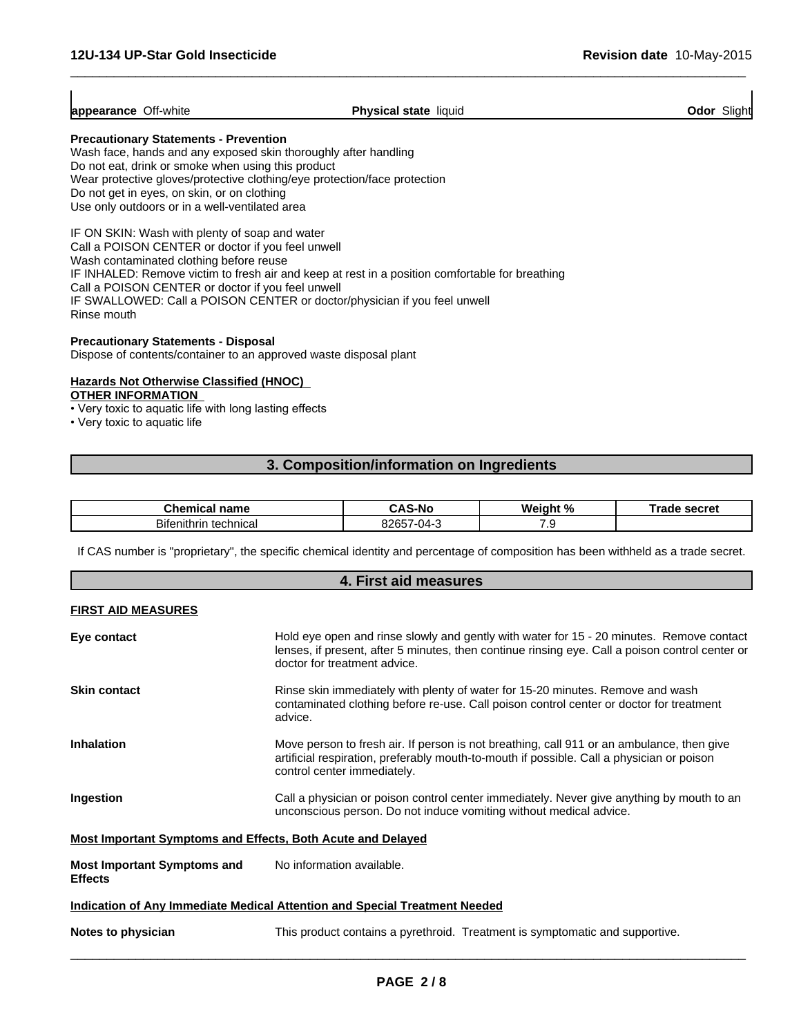| **appearance** Off-white | **Physical state** liquid | **Odor** Slight |
|---|---|---|

**Precautionary Statements - Prevention**
Wash face, hands and any exposed skin thoroughly after handling
Do not eat, drink or smoke when using this product
Wear protective gloves/protective clothing/eye protection/face protection
Do not get in eyes, on skin, or on clothing
Use only outdoors or in a well-ventilated area

IF ON SKIN: Wash with plenty of soap and water
Call a POISON CENTER or doctor if you feel unwell
Wash contaminated clothing before reuse
IF INHALED: Remove victim to fresh air and keep at rest in a position comfortable for breathing
Call a POISON CENTER or doctor if you feel unwell
IF SWALLOWED: Call a POISON CENTER or doctor/physician if you feel unwell
Rinse mouth

**Precautionary Statements - Disposal**
Dispose of contents/container to an approved waste disposal plant

**Hazards Not Otherwise Classified (HNOC)**
**OTHER INFORMATION**
- Very toxic to aquatic life with long lasting effects
- Very toxic to aquatic life

## 3. Composition/information on Ingredients

| Chemical name | CAS-No | Weight % | Trade secret |
|---|---|---|---|
| Bifenithrin technical | 82657-04-3 | 7.9 | |

If CAS number is "proprietary", the specific chemical identity and percentage of composition has been withheld as a trade secret.

## 4. First aid measures

**FIRST AID MEASURES**

**Eye contact** Hold eye open and rinse slowly and gently with water for 15 - 20 minutes. Remove contact lenses, if present, after 5 minutes, then continue rinsing eye. Call a poison control center or doctor for treatment advice.

**Skin contact** Rinse skin immediately with plenty of water for 15-20 minutes. Remove and wash contaminated clothing before re-use. Call poison control center or doctor for treatment advice.

**Inhalation** Move person to fresh air. If person is not breathing, call 911 or an ambulance, then give artificial respiration, preferably mouth-to-mouth if possible. Call a physician or poison control center immediately.

**Ingestion** Call a physician or poison control center immediately. Never give anything by mouth to an unconscious person. Do not induce vomiting without medical advice.

**Most Important Symptoms and Effects, Both Acute and Delayed**

**Most Important Symptoms and Effects** No information available.

**Indication of Any Immediate Medical Attention and Special Treatment Needed**

**Notes to physician** This product contains a pyrethroid. Treatment is symptomatic and supportive.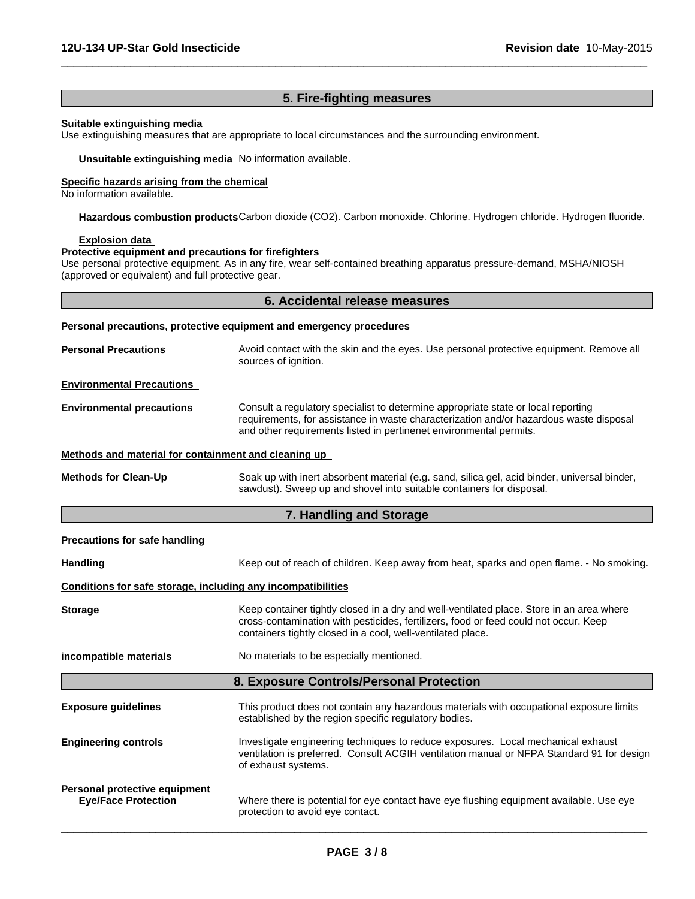## 5. Fire-fighting measures

**Suitable extinguishing media**

Use extinguishing measures that are appropriate to local circumstances and the surrounding environment.

**Unsuitable extinguishing media** No information available.

**Specific hazards arising from the chemical**

No information available.

**Hazardous combustion products** Carbon dioxide ($CO_2$). Carbon monoxide. Chlorine. Hydrogen chloride. Hydrogen fluoride.

**Explosion data**

**Protective equipment and precautions for firefighters**

Use personal protective equipment. As in any fire, wear self-contained breathing apparatus pressure-demand, MSHA/NIOSH (approved or equivalent) and full protective gear.

## 6. Accidental release measures

**Personal precautions, protective equipment and emergency procedures**

**Personal Precautions** Avoid contact with the skin and the eyes. Use personal protective equipment. Remove all sources of ignition.

**Environmental Precautions**

**Environmental precautions** Consult a regulatory specialist to determine appropriate state or local reporting requirements, for assistance in waste characterization and/or hazardous waste disposal and other requirements listed in pertinenet environmental permits.

**Methods and material for containment and cleaning up**

**Methods for Clean-Up** Soak up with inert absorbent material (e.g. sand, silica gel, acid binder, universal binder, sawdust). Sweep up and shovel into suitable containers for disposal.

## 7. Handling and Storage

**Precautions for safe handling**

**Handling** Keep out of reach of children. Keep away from heat, sparks and open flame. - No smoking.

**Conditions for safe storage, including any incompatibilities**

**Storage** Keep container tightly closed in a dry and well-ventilated place. Store in an area where cross-contamination with pesticides, fertilizers, food or feed could not occur. Keep containers tightly closed in a cool, well-ventilated place.

**incompatible materials** No materials to be especially mentioned.

## 8. Exposure Controls/Personal Protection

**Exposure guidelines** This product does not contain any hazardous materials with occupational exposure limits established by the region specific regulatory bodies.

**Engineering controls** Investigate engineering techniques to reduce exposures. Local mechanical exhaust ventilation is preferred. Consult ACGIH ventilation manual or NFPA Standard 91 for design of exhaust systems.

**Personal protective equipment**

**Eye/Face Protection** Where there is potential for eye contact have eye flushing equipment available. Use eye protection to avoid eye contact.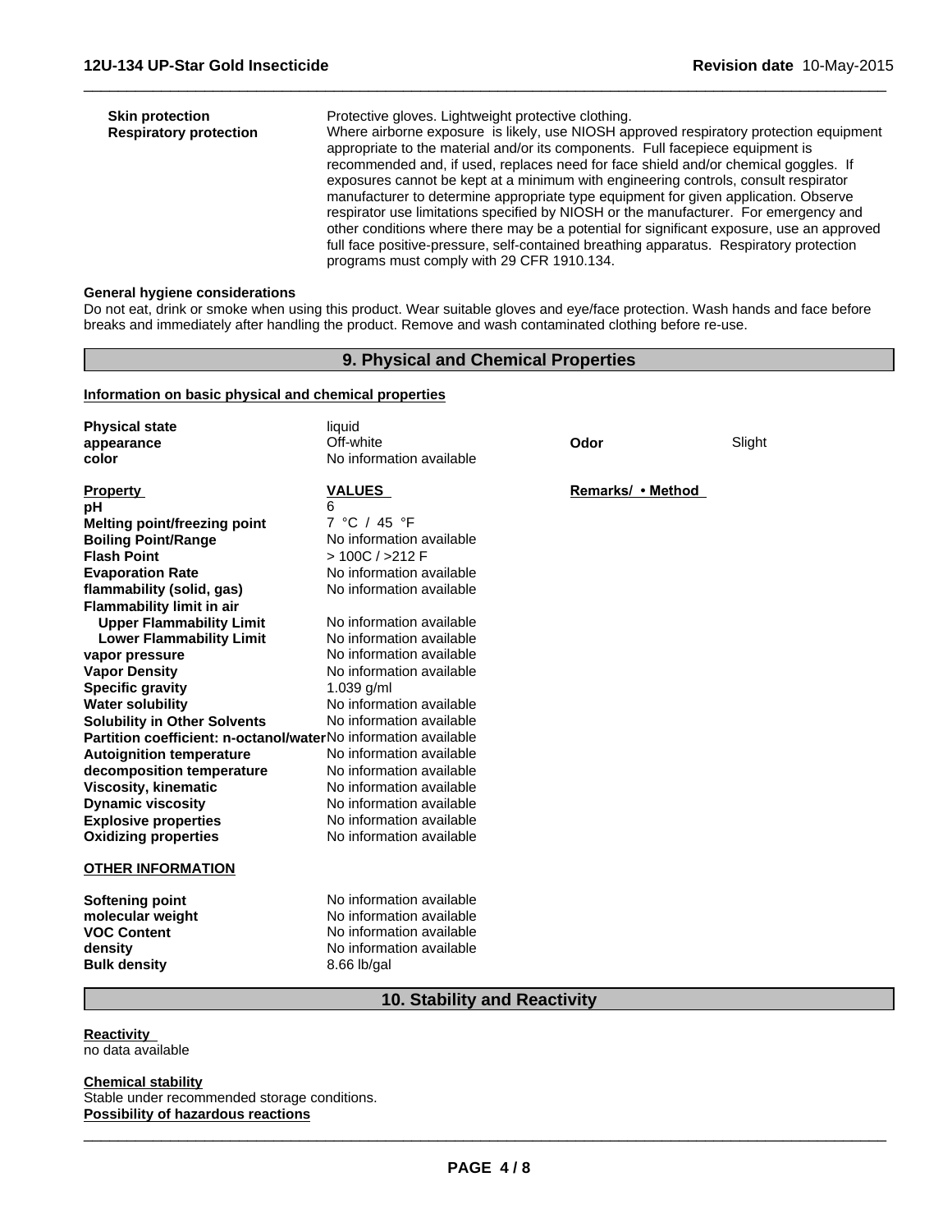| | |
|---|---|
| **Skin protection** | Protective gloves. Lightweight protective clothing. |
| **Respiratory protection** | Where airborne exposure is likely, use NIOSH approved respiratory protection equipment appropriate to the material and/or its components. Full facepiece equipment is recommended and, if used, replaces need for face shield and/or chemical goggles. If exposures cannot be kept at a minimum with engineering controls, consult respirator manufacturer to determine appropriate type equipment for given application. Observe respirator use limitations specified by NIOSH or the manufacturer. For emergency and other conditions where there may be a potential for significant exposure, use an approved full face positive-pressure, self-contained breathing apparatus. Respiratory protection programs must comply with 29 CFR 1910.134. |

**General hygiene considerations**

Do not eat, drink or smoke when using this product. Wear suitable gloves and eye/face protection. Wash hands and face before breaks and immediately after handling the product. Remove and wash contaminated clothing before re-use.

## 9. Physical and Chemical Properties

**Information on basic physical and chemical properties**

| | | | |
|---|---|---|---|
| **Physical state** | liquid | | |
| **appearance** | Off-white | **Odor** | Slight |
| **color** | No information available | | |

| **Property** | **VALUES** | **Remarks/ • Method** |
|---|---|---|
| **pH** | 6 | |
| **Melting point/freezing point** | 7 °C / 45 °F | |
| **Boiling Point/Range** | No information available | |
| **Flash Point** | > 100C / >212 F | |
| **Evaporation Rate** | No information available | |
| **flammability (solid, gas)** | No information available | |
| **Flammability limit in air** | | |
| **Upper Flammability Limit** | No information available | |
| **Lower Flammability Limit** | No information available | |
| **vapor pressure** | No information available | |
| **Vapor Density** | No information available | |
| **Specific gravity** | 1.039 g/ml | |
| **Water solubility** | No information available | |
| **Solubility in Other Solvents** | No information available | |
| **Partition coefficient: n-octanol/water** | No information available | |
| **Autoignition temperature** | No information available | |
| **decomposition temperature** | No information available | |
| **Viscosity, kinematic** | No information available | |
| **Dynamic viscosity** | No information available | |
| **Explosive properties** | No information available | |
| **Oxidizing properties** | No information available | |

**OTHER INFORMATION**

| | |
|---|---|
| **Softening point** | No information available |
| **molecular weight** | No information available |
| **VOC Content** | No information available |
| **density** | No information available |
| **Bulk density** | 8.66 lb/gal |

## 10. Stability and Reactivity

**Reactivity**

no data available

**Chemical stability**

Stable under recommended storage conditions.

**Possibility of hazardous reactions**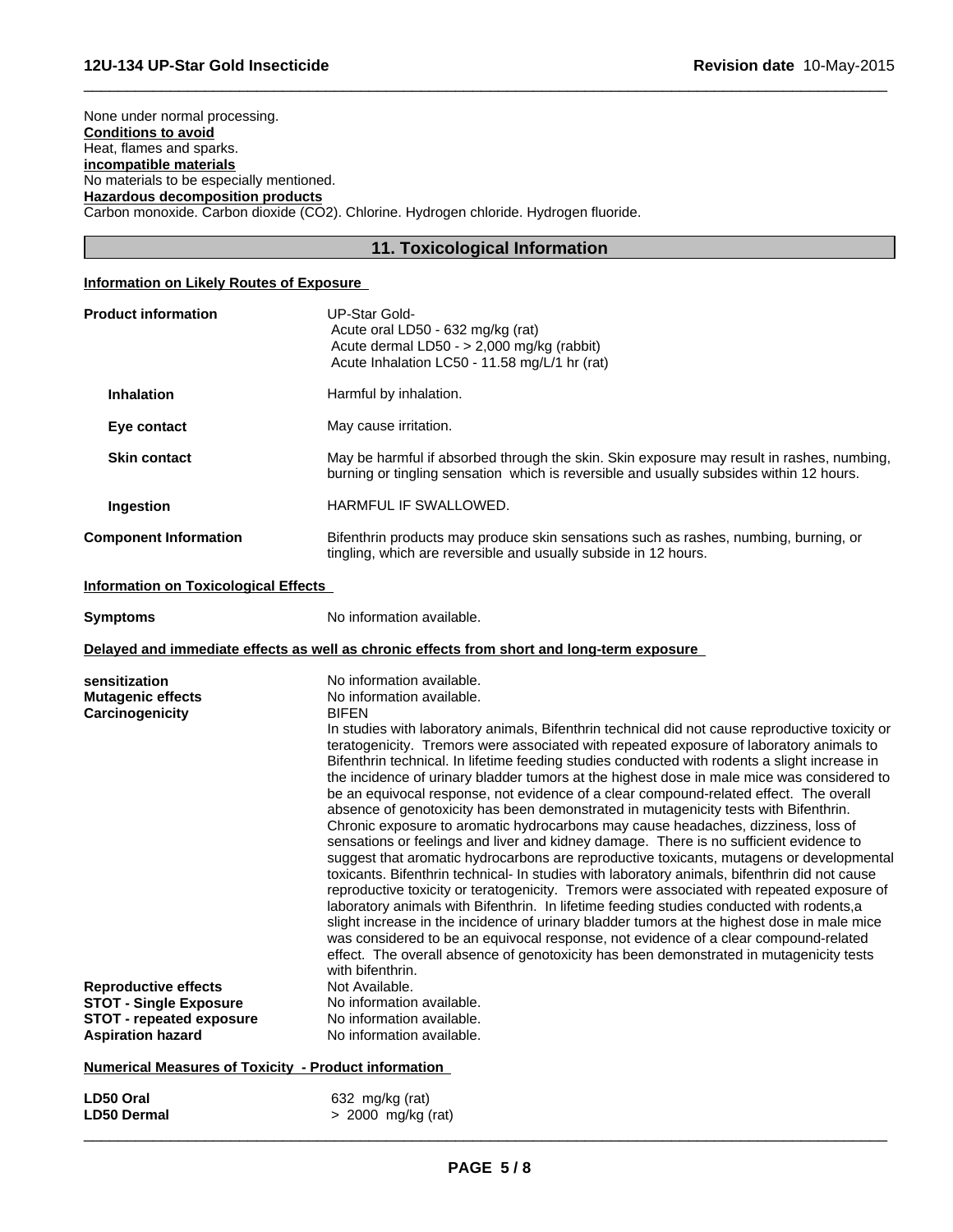None under normal processing.

**Conditions to avoid**

Heat, flames and sparks.

**incompatible materials**

No materials to be especially mentioned.

**Hazardous decomposition products**

Carbon monoxide. Carbon dioxide ($CO_2$). Chlorine. Hydrogen chloride. Hydrogen fluoride.

## 11. Toxicological Information

**Information on Likely Routes of Exposure**

**Product information**

UP-Star Gold-
- Acute oral LD50 - 632 mg/kg (rat)
- Acute dermal LD50 - > 2,000 mg/kg (rabbit)
- Acute Inhalation LC50 - 11.58 mg/L/1 hr (rat)

**Inhalation**: Harmful by inhalation.

**Eye contact**: May cause irritation.

**Skin contact**: May be harmful if absorbed through the skin. Skin exposure may result in rashes, numbing, burning or tingling sensation which is reversible and usually subsides within 12 hours.

**Ingestion**: HARMFUL IF SWALLOWED.

**Component Information**: Bifenthrin products may produce skin sensations such as rashes, numbing, burning, or tingling, which are reversible and usually subside in 12 hours.

**Information on Toxicological Effects**

**Symptoms**: No information available.

**Delayed and immediate effects as well as chronic effects from short and long-term exposure**

**sensitization**: No information available.

**Mutagenic effects**: No information available.

**Carcinogenicity**: BIFEN

In studies with laboratory animals, Bifenthrin technical did not cause reproductive toxicity or teratogenicity. Tremors were associated with repeated exposure of laboratory animals to Bifenthrin technical. In lifetime feeding studies conducted with rodents a slight increase in the incidence of urinary bladder tumors at the highest dose in male mice was considered to be an equivocal response, not evidence of a clear compound-related effect. The overall absence of genotoxicity has been demonstrated in mutagenicity tests with Bifenthrin. Chronic exposure to aromatic hydrocarbons may cause headaches, dizziness, loss of sensations or feelings and liver and kidney damage. There is no sufficient evidence to suggest that aromatic hydrocarbons are reproductive toxicants, mutagens or developmental toxicants. Bifenthrin technical- In studies with laboratory animals, bifenthrin did not cause reproductive toxicity or teratogenicity. Tremors were associated with repeated exposure of laboratory animals with Bifenthrin. In lifetime feeding studies conducted with rodents,a slight increase in the incidence of urinary bladder tumors at the highest dose in male mice was considered to be an equivocal response, not evidence of a clear compound-related effect. The overall absence of genotoxicity has been demonstrated in mutagenicity tests with bifenthrin.

**Reproductive effects**: Not Available.

**STOT - Single Exposure**: No information available.

**STOT - repeated exposure**: No information available.

**Aspiration hazard**: No information available.

**Numerical Measures of Toxicity - Product information**

| | |
|---|---|
| **LD50 Oral** | 632 mg/kg (rat) |
| **LD50 Dermal** | > 2000 mg/kg (rat) |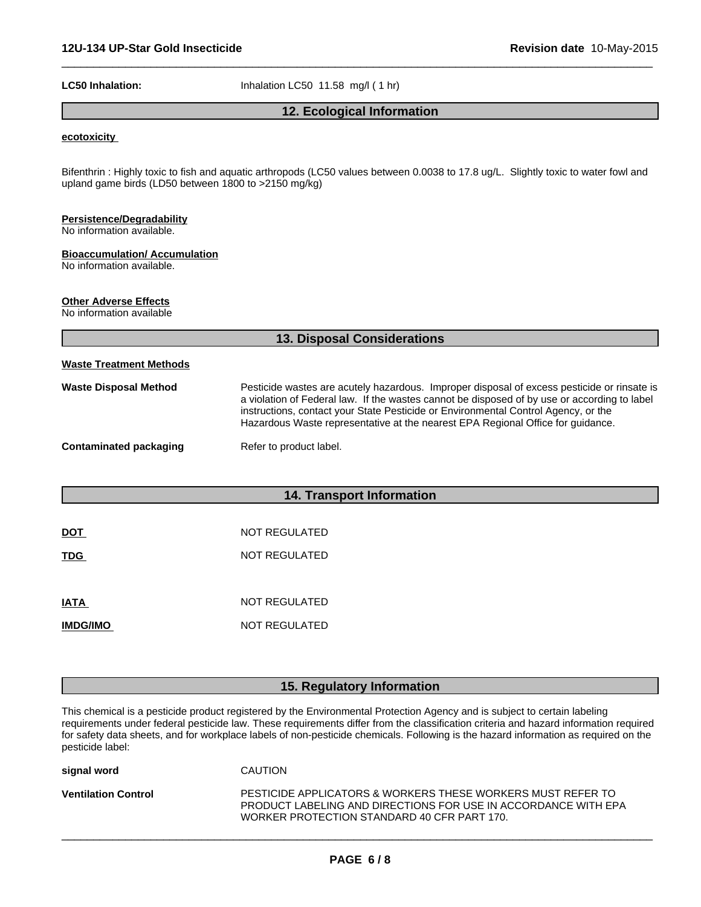**LC50 Inhalation:** Inhalation LC50 11.58 mg/l ( 1 hr)

## 12. Ecological Information

**ecotoxicity**

Bifenthrin : Highly toxic to fish and aquatic arthropods (LC50 values between 0.0038 to 17.8 ug/L. Slightly toxic to water fowl and upland game birds (LD50 between 1800 to >2150 mg/kg)

**Persistence/Degradability**
No information available.

**Bioaccumulation/ Accumulation**
No information available.

**Other Adverse Effects**
No information available

## 13. Disposal Considerations

**Waste Treatment Methods**

**Waste Disposal Method** Pesticide wastes are acutely hazardous. Improper disposal of excess pesticide or rinsate is a violation of Federal law. If the wastes cannot be disposed of by use or according to label instructions, contact your State Pesticide or Environmental Control Agency, or the Hazardous Waste representative at the nearest EPA Regional Office for guidance.

**Contaminated packaging** Refer to product label.

## 14. Transport Information

**DOT** NOT REGULATED

**TDG** NOT REGULATED

**IATA** NOT REGULATED

**IMDG/IMO** NOT REGULATED

## 15. Regulatory Information

This chemical is a pesticide product registered by the Environmental Protection Agency and is subject to certain labeling requirements under federal pesticide law. These requirements differ from the classification criteria and hazard information required for safety data sheets, and for workplace labels of non-pesticide chemicals. Following is the hazard information as required on the pesticide label:

**signal word** CAUTION

**Ventilation Control** PESTICIDE APPLICATORS & WORKERS THESE WORKERS MUST REFER TO PRODUCT LABELING AND DIRECTIONS FOR USE IN ACCORDANCE WITH EPA WORKER PROTECTION STANDARD 40 CFR PART 170.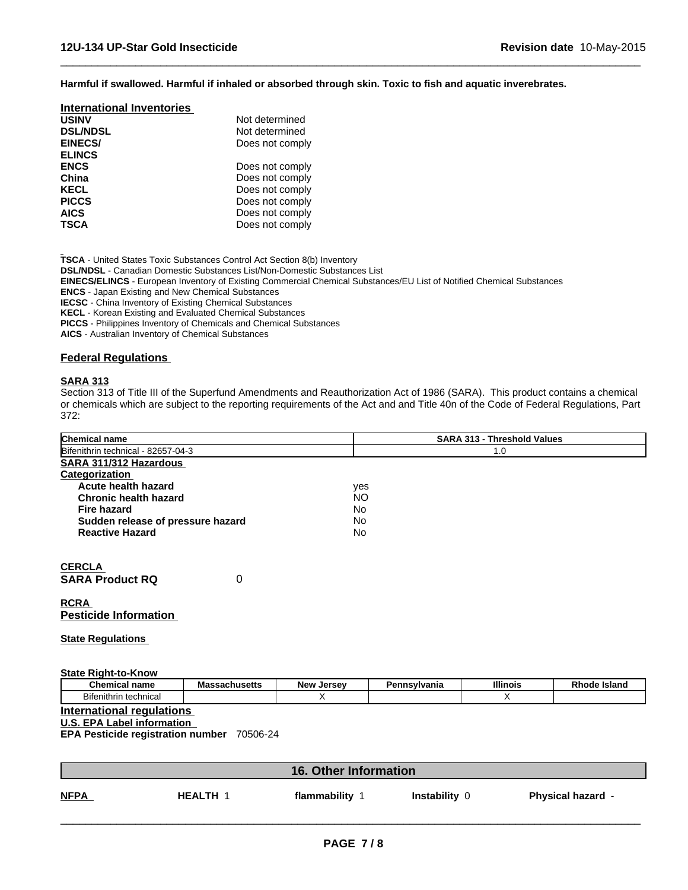Harmful if swallowed. Harmful if inhaled or absorbed through skin. Toxic to fish and aquatic inverebrates.

## International Inventories

| | |
|---|---|
| **USINV** | Not determined |
| **DSL/NDSL** | Not determined |
| **EINECS/ ELINCS** | Does not comply |
| **ENCS** | Does not comply |
| **China** | Does not comply |
| **KECL** | Does not comply |
| **PICCS** | Does not comply |
| **AICS** | Does not comply |
| **TSCA** | Does not comply |

**TSCA** - United States Toxic Substances Control Act Section 8(b) Inventory
**DSL/NDSL** - Canadian Domestic Substances List/Non-Domestic Substances List
**EINECS/ELINCS** - European Inventory of Existing Commercial Chemical Substances/EU List of Notified Chemical Substances
**ENCS** - Japan Existing and New Chemical Substances
**IECSC** - China Inventory of Existing Chemical Substances
**KECL** - Korean Existing and Evaluated Chemical Substances
**PICCS** - Philippines Inventory of Chemicals and Chemical Substances
**AICS** - Australian Inventory of Chemical Substances

## Federal Regulations

### SARA 313

Section 313 of Title III of the Superfund Amendments and Reauthorization Act of 1986 (SARA). This product contains a chemical or chemicals which are subject to the reporting requirements of the Act and and Title 40n of the Code of Federal Regulations, Part 372:

| Chemical name | SARA 313 - Threshold Values |
|---|---|
| Bifenithrin technical - 82657-04-3 | 1.0 |

### SARA 311/312 Hazardous Categorization

| | |
|---|---|
| **Acute health hazard** | yes |
| **Chronic health hazard** | NO |
| **Fire hazard** | No |
| **Sudden release of pressure hazard** | No |
| **Reactive Hazard** | No |

### CERCLA

**SARA Product RQ** 0

### RCRA

**Pesticide Information**

### State Regulations

**State Right-to-Know**

| Chemical name | Massachusetts | New Jersey | Pennsylvania | Illinois | Rhode Island |
|---|---|---|---|---|---|
| Bifenithrin technical | | X | | X | |

### International regulations

**U.S. EPA Label information**

**EPA Pesticide registration number** 70506-24

## 16. Other Information

| NFPA | HEALTH 1 | flammability 1 | Instability 0 | Physical hazard - |
|---|---|---|---|---|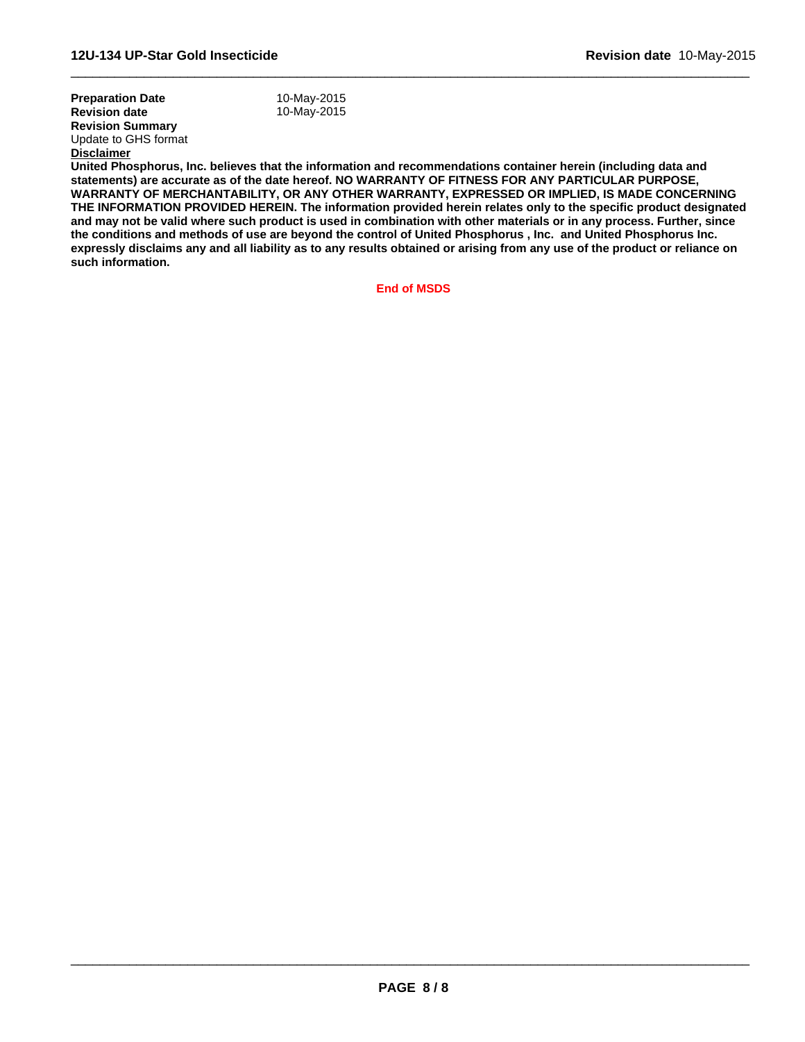**Preparation Date** 10-May-2015
**Revision date** 10-May-2015
**Revision Summary**
Update to GHS format

**Disclaimer**

**United Phosphorus, Inc. believes that the information and recommendations container herein (including data and statements) are accurate as of the date hereof. NO WARRANTY OF FITNESS FOR ANY PARTICULAR PURPOSE, WARRANTY OF MERCHANTABILITY, OR ANY OTHER WARRANTY, EXPRESSED OR IMPLIED, IS MADE CONCERNING THE INFORMATION PROVIDED HEREIN. The information provided herein relates only to the specific product designated and may not be valid where such product is used in combination with other materials or in any process. Further, since the conditions and methods of use are beyond the control of United Phosphorus , Inc. and United Phosphorus Inc. expressly disclaims any and all liability as to any results obtained or arising from any use of the product or reliance on such information.**

**End of MSDS**